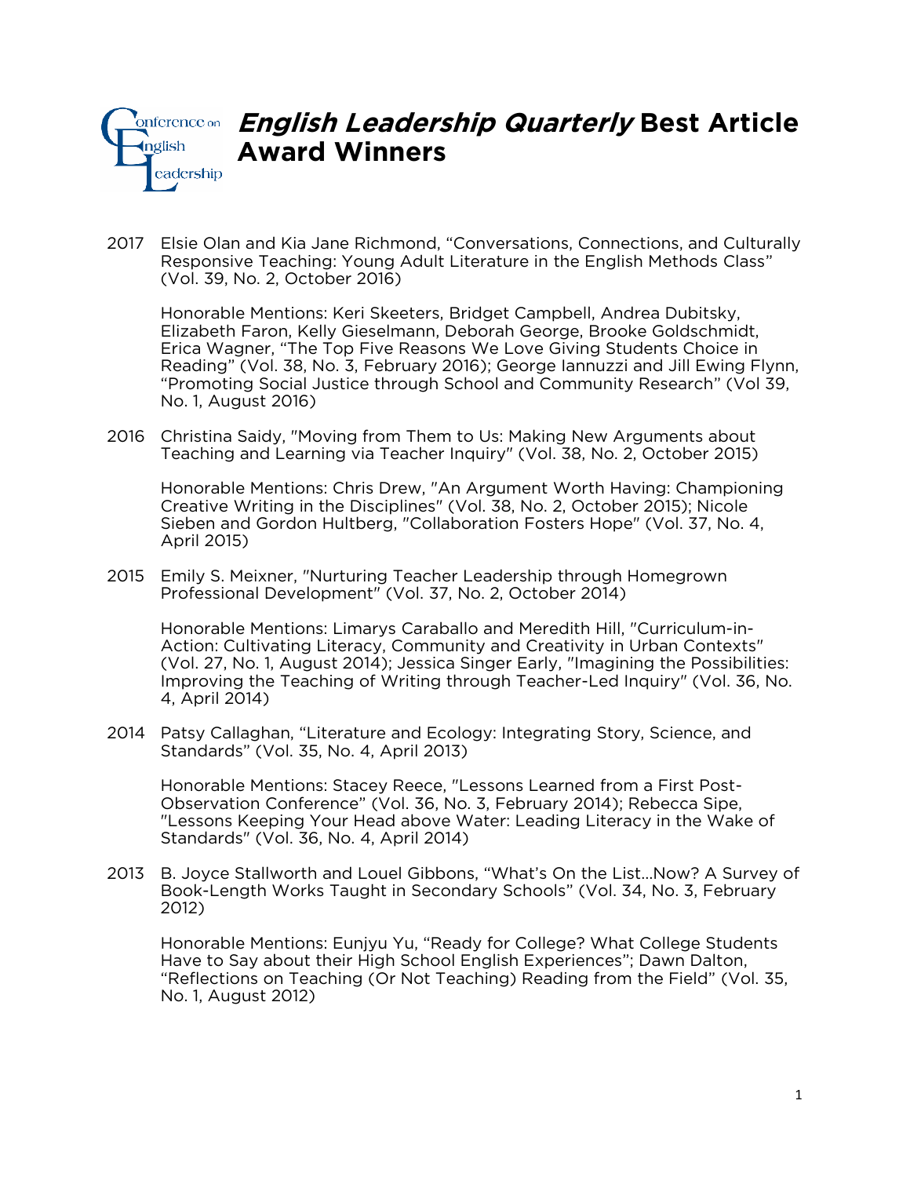# *English Leadership Quarterly* Best Article Award Winners

2017 Elsie Olan and Kia Jane Richmond, “Conversations, Connections, and Culturally Responsive Teaching: Young Adult Literature in the English Methods Class” (Vol. 39, No. 2, October 2016)

Honorable Mentions: Keri Skeeters, Bridget Campbell, Andrea Dubitsky, Elizabeth Faron, Kelly Gieselmann, Deborah George, Brooke Goldschmidt, Erica Wagner, “The Top Five Reasons We Love Giving Students Choice in Reading” (Vol. 38, No. 3, February 2016); George Iannuzzi and Jill Ewing Flynn, “Promoting Social Justice through School and Community Research” (Vol 39, No. 1, August 2016)

2016 Christina Saidy, "Moving from Them to Us: Making New Arguments about Teaching and Learning via Teacher Inquiry" (Vol. 38, No. 2, October 2015)

Honorable Mentions: Chris Drew, "An Argument Worth Having: Championing Creative Writing in the Disciplines" (Vol. 38, No. 2, October 2015); Nicole Sieben and Gordon Hultberg, "Collaboration Fosters Hope" (Vol. 37, No. 4, April 2015)

2015 Emily S. Meixner, "Nurturing Teacher Leadership through Homegrown Professional Development" (Vol. 37, No. 2, October 2014)

Honorable Mentions: Limarys Caraballo and Meredith Hill, "Curriculum-in-Action: Cultivating Literacy, Community and Creativity in Urban Contexts" (Vol. 27, No. 1, August 2014); Jessica Singer Early, "Imagining the Possibilities: Improving the Teaching of Writing through Teacher-Led Inquiry" (Vol. 36, No. 4, April 2014)

2014 Patsy Callaghan, “Literature and Ecology: Integrating Story, Science, and Standards” (Vol. 35, No. 4, April 2013)

Honorable Mentions: Stacey Reece, "Lessons Learned from a First Post-Observation Conference” (Vol. 36, No. 3, February 2014); Rebecca Sipe, "Lessons Keeping Your Head above Water: Leading Literacy in the Wake of Standards" (Vol. 36, No. 4, April 2014)

2013 B. Joyce Stallworth and Louel Gibbons, “What’s On the List…Now? A Survey of Book-Length Works Taught in Secondary Schools” (Vol. 34, No. 3, February 2012)

Honorable Mentions: Eunjyu Yu, “Ready for College? What College Students Have to Say about their High School English Experiences”; Dawn Dalton, “Reflections on Teaching (Or Not Teaching) Reading from the Field” (Vol. 35, No. 1, August 2012)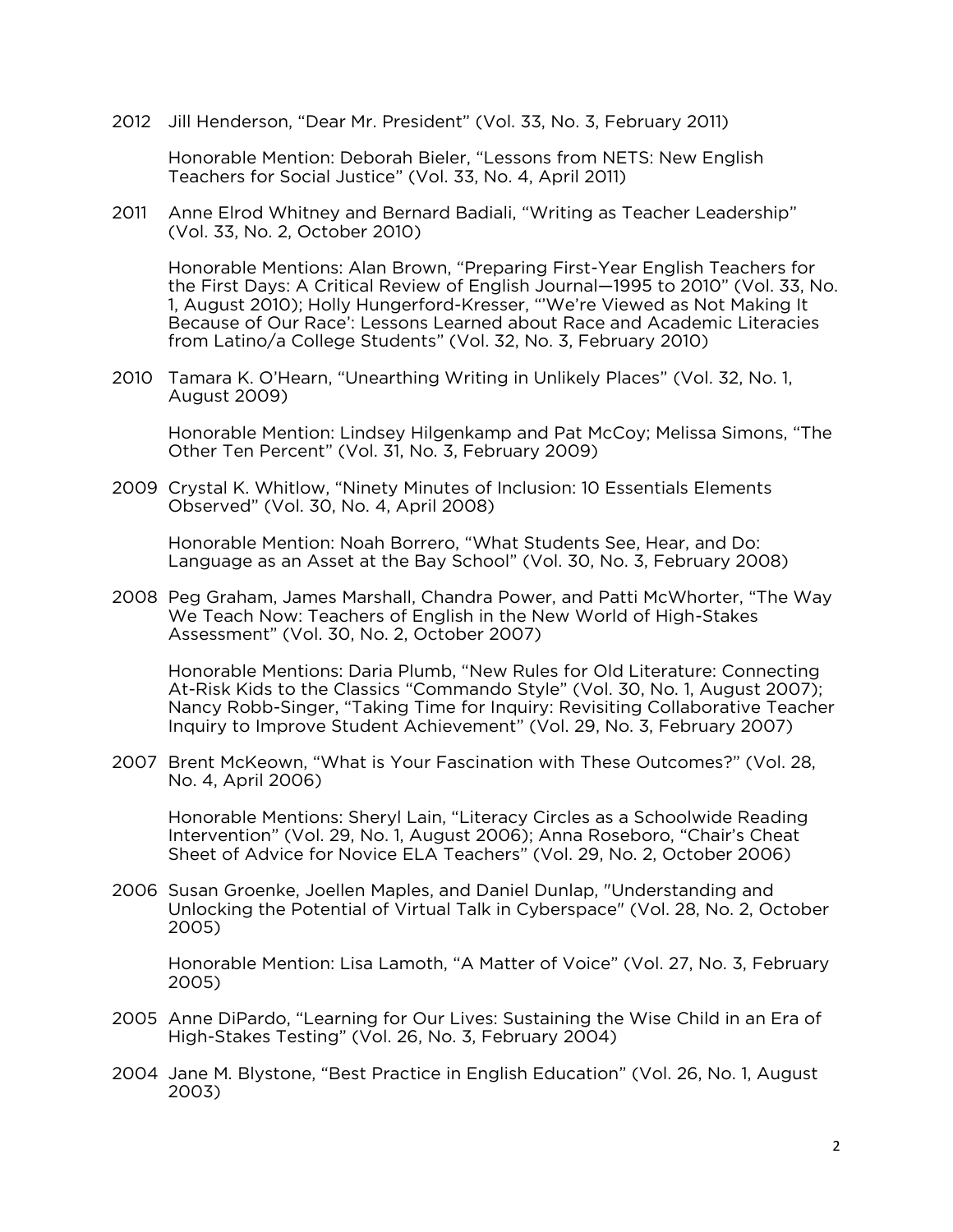2012 Jill Henderson, "Dear Mr. President" (Vol. 33, No. 3, February 2011)

Honorable Mention: Deborah Bieler, "Lessons from NETS: New English Teachers for Social Justice" (Vol. 33, No. 4, April 2011)

2011 Anne Elrod Whitney and Bernard Badiali, "Writing as Teacher Leadership" (Vol. 33, No. 2, October 2010)

Honorable Mentions: Alan Brown, "Preparing First-Year English Teachers for the First Days: A Critical Review of English Journal—1995 to 2010" (Vol. 33, No. 1, August 2010); Holly Hungerford-Kresser, "'We're Viewed as Not Making It Because of Our Race': Lessons Learned about Race and Academic Literacies from Latino/a College Students" (Vol. 32, No. 3, February 2010)

2010 Tamara K. O'Hearn, "Unearthing Writing in Unlikely Places" (Vol. 32, No. 1, August 2009)

Honorable Mention: Lindsey Hilgenkamp and Pat McCoy; Melissa Simons, "The Other Ten Percent" (Vol. 31, No. 3, February 2009)

2009 Crystal K. Whitlow, "Ninety Minutes of Inclusion: 10 Essentials Elements Observed" (Vol. 30, No. 4, April 2008)

Honorable Mention: Noah Borrero, "What Students See, Hear, and Do: Language as an Asset at the Bay School" (Vol. 30, No. 3, February 2008)

2008 Peg Graham, James Marshall, Chandra Power, and Patti McWhorter, "The Way We Teach Now: Teachers of English in the New World of High-Stakes Assessment" (Vol. 30, No. 2, October 2007)

Honorable Mentions: Daria Plumb, "New Rules for Old Literature: Connecting At-Risk Kids to the Classics "Commando Style" (Vol. 30, No. 1, August 2007); Nancy Robb-Singer, "Taking Time for Inquiry: Revisiting Collaborative Teacher Inquiry to Improve Student Achievement" (Vol. 29, No. 3, February 2007)

2007 Brent McKeown, "What is Your Fascination with These Outcomes?" (Vol. 28, No. 4, April 2006)

Honorable Mentions: Sheryl Lain, "Literacy Circles as a Schoolwide Reading Intervention" (Vol. 29, No. 1, August 2006); Anna Roseboro, "Chair's Cheat Sheet of Advice for Novice ELA Teachers" (Vol. 29, No. 2, October 2006)

2006 Susan Groenke, Joellen Maples, and Daniel Dunlap, "Understanding and Unlocking the Potential of Virtual Talk in Cyberspace" (Vol. 28, No. 2, October 2005)

Honorable Mention: Lisa Lamoth, "A Matter of Voice" (Vol. 27, No. 3, February 2005)

2005 Anne DiPardo, "Learning for Our Lives: Sustaining the Wise Child in an Era of High-Stakes Testing" (Vol. 26, No. 3, February 2004)

2004 Jane M. Blystone, "Best Practice in English Education" (Vol. 26, No. 1, August 2003)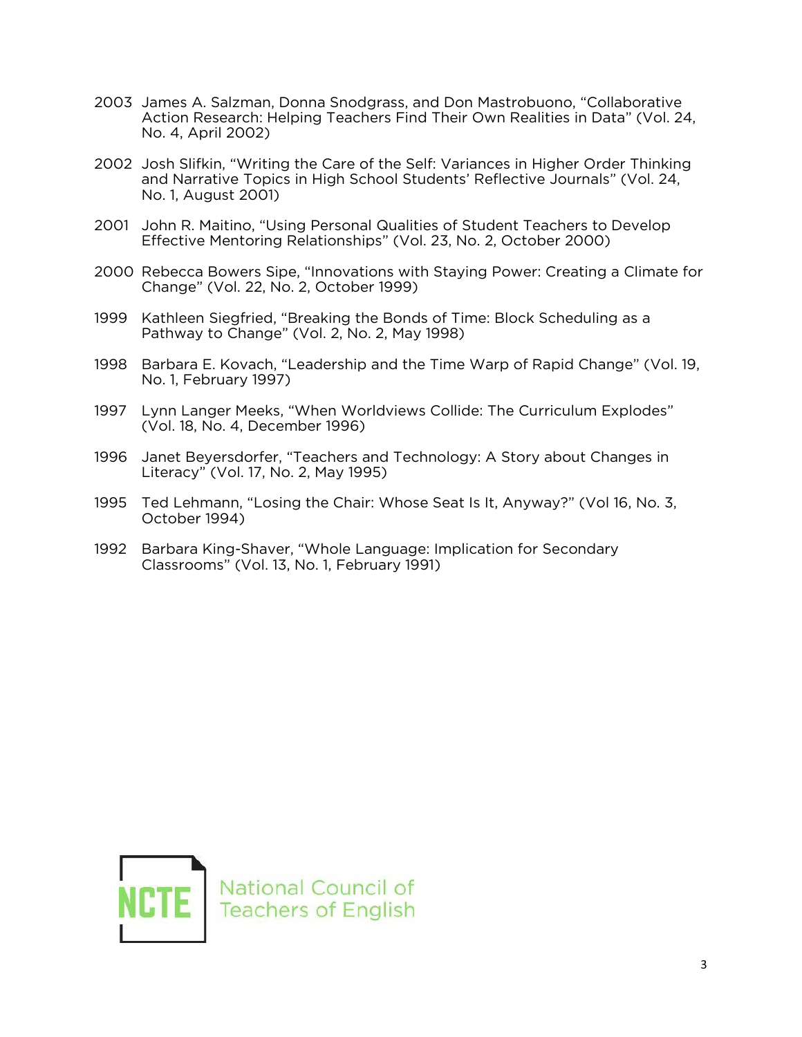2003 James A. Salzman, Donna Snodgrass, and Don Mastrobuono, "Collaborative Action Research: Helping Teachers Find Their Own Realities in Data" (Vol. 24, No. 4, April 2002)

2002 Josh Slifkin, "Writing the Care of the Self: Variances in Higher Order Thinking and Narrative Topics in High School Students' Reflective Journals" (Vol. 24, No. 1, August 2001)

2001 John R. Maitino, "Using Personal Qualities of Student Teachers to Develop Effective Mentoring Relationships" (Vol. 23, No. 2, October 2000)

2000 Rebecca Bowers Sipe, "Innovations with Staying Power: Creating a Climate for Change" (Vol. 22, No. 2, October 1999)

1999 Kathleen Siegfried, "Breaking the Bonds of Time: Block Scheduling as a Pathway to Change" (Vol. 2, No. 2, May 1998)

1998 Barbara E. Kovach, "Leadership and the Time Warp of Rapid Change" (Vol. 19, No. 1, February 1997)

1997 Lynn Langer Meeks, "When Worldviews Collide: The Curriculum Explodes" (Vol. 18, No. 4, December 1996)

1996 Janet Beyersdorfer, "Teachers and Technology: A Story about Changes in Literacy" (Vol. 17, No. 2, May 1995)

1995 Ted Lehmann, "Losing the Chair: Whose Seat Is It, Anyway?" (Vol 16, No. 3, October 1994)

1992 Barbara King-Shaver, "Whole Language: Implication for Secondary Classrooms" (Vol. 13, No. 1, February 1991)

NCTE National Council of Teachers of English